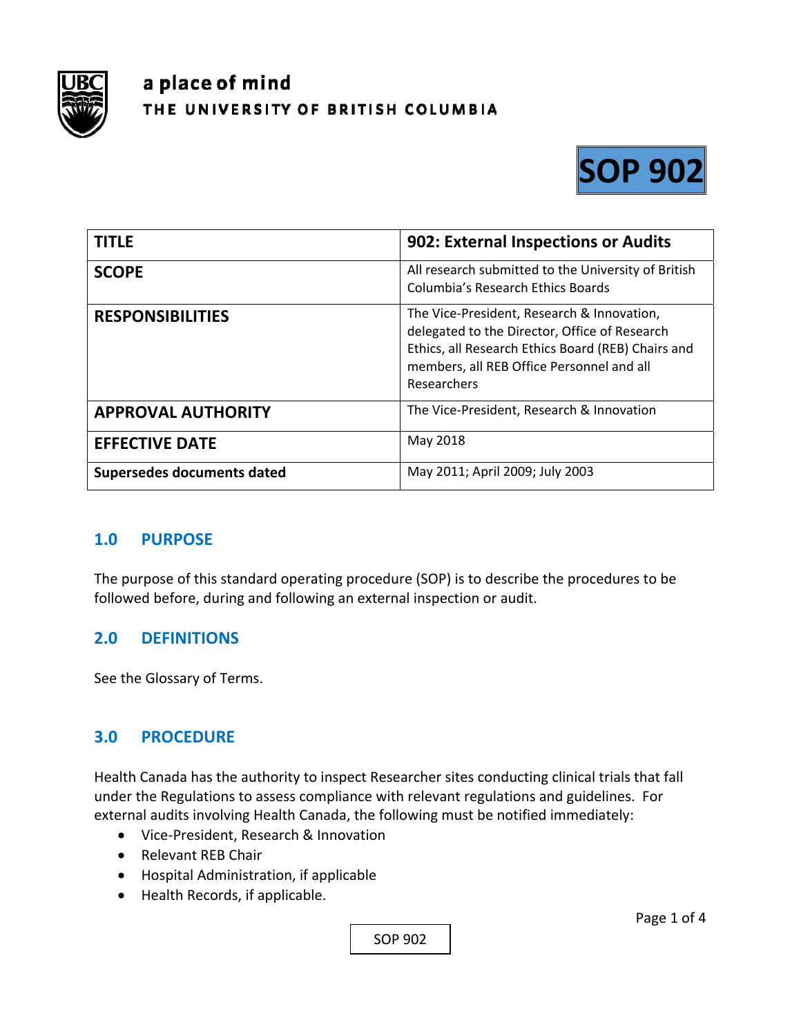a place of mind
THE UNIVERSITY OF BRITISH COLUMBIA

# SOP 902

| TITLE | 902: External Inspections or Audits |
|---|---|
| SCOPE | All research submitted to the University of British Columbia's Research Ethics Boards |
| RESPONSIBILITIES | The Vice-President, Research & Innovation, delegated to the Director, Office of Research Ethics, all Research Ethics Board (REB) Chairs and members, all REB Office Personnel and all Researchers |
| APPROVAL AUTHORITY | The Vice-President, Research & Innovation |
| EFFECTIVE DATE | May 2018 |
| Supersedes documents dated | May 2011; April 2009; July 2003 |

## 1.0 PURPOSE

The purpose of this standard operating procedure (SOP) is to describe the procedures to be followed before, during and following an external inspection or audit.

## 2.0 DEFINITIONS

See the Glossary of Terms.

## 3.0 PROCEDURE

Health Canada has the authority to inspect Researcher sites conducting clinical trials that fall under the Regulations to assess compliance with relevant regulations and guidelines. For external audits involving Health Canada, the following must be notified immediately:

- Vice-President, Research & Innovation
- Relevant REB Chair
- Hospital Administration, if applicable
- Health Records, if applicable.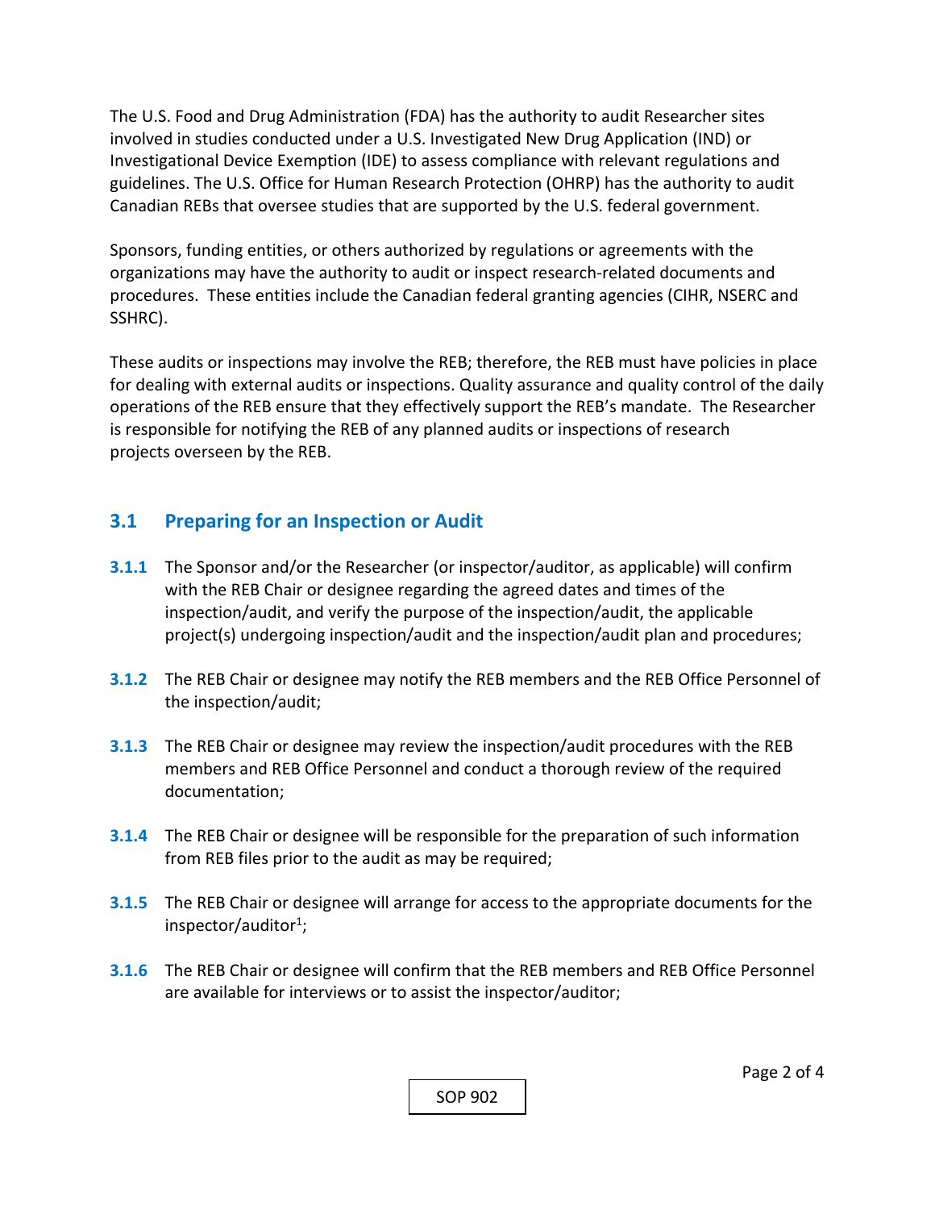The U.S. Food and Drug Administration (FDA) has the authority to audit Researcher sites involved in studies conducted under a U.S. Investigated New Drug Application (IND) or Investigational Device Exemption (IDE) to assess compliance with relevant regulations and guidelines. The U.S. Office for Human Research Protection (OHRP) has the authority to audit Canadian REBs that oversee studies that are supported by the U.S. federal government.

Sponsors, funding entities, or others authorized by regulations or agreements with the organizations may have the authority to audit or inspect research-related documents and procedures. These entities include the Canadian federal granting agencies (CIHR, NSERC and SSHRC).

These audits or inspections may involve the REB; therefore, the REB must have policies in place for dealing with external audits or inspections. Quality assurance and quality control of the daily operations of the REB ensure that they effectively support the REB's mandate. The Researcher is responsible for notifying the REB of any planned audits or inspections of research projects overseen by the REB.

## 3.1 Preparing for an Inspection or Audit

**3.1.1** The Sponsor and/or the Researcher (or inspector/auditor, as applicable) will confirm with the REB Chair or designee regarding the agreed dates and times of the inspection/audit, and verify the purpose of the inspection/audit, the applicable project(s) undergoing inspection/audit and the inspection/audit plan and procedures;

**3.1.2** The REB Chair or designee may notify the REB members and the REB Office Personnel of the inspection/audit;

**3.1.3** The REB Chair or designee may review the inspection/audit procedures with the REB members and REB Office Personnel and conduct a thorough review of the required documentation;

**3.1.4** The REB Chair or designee will be responsible for the preparation of such information from REB files prior to the audit as may be required;

**3.1.5** The REB Chair or designee will arrange for access to the appropriate documents for the inspector/auditor[1];

**3.1.6** The REB Chair or designee will confirm that the REB members and REB Office Personnel are available for interviews or to assist the inspector/auditor;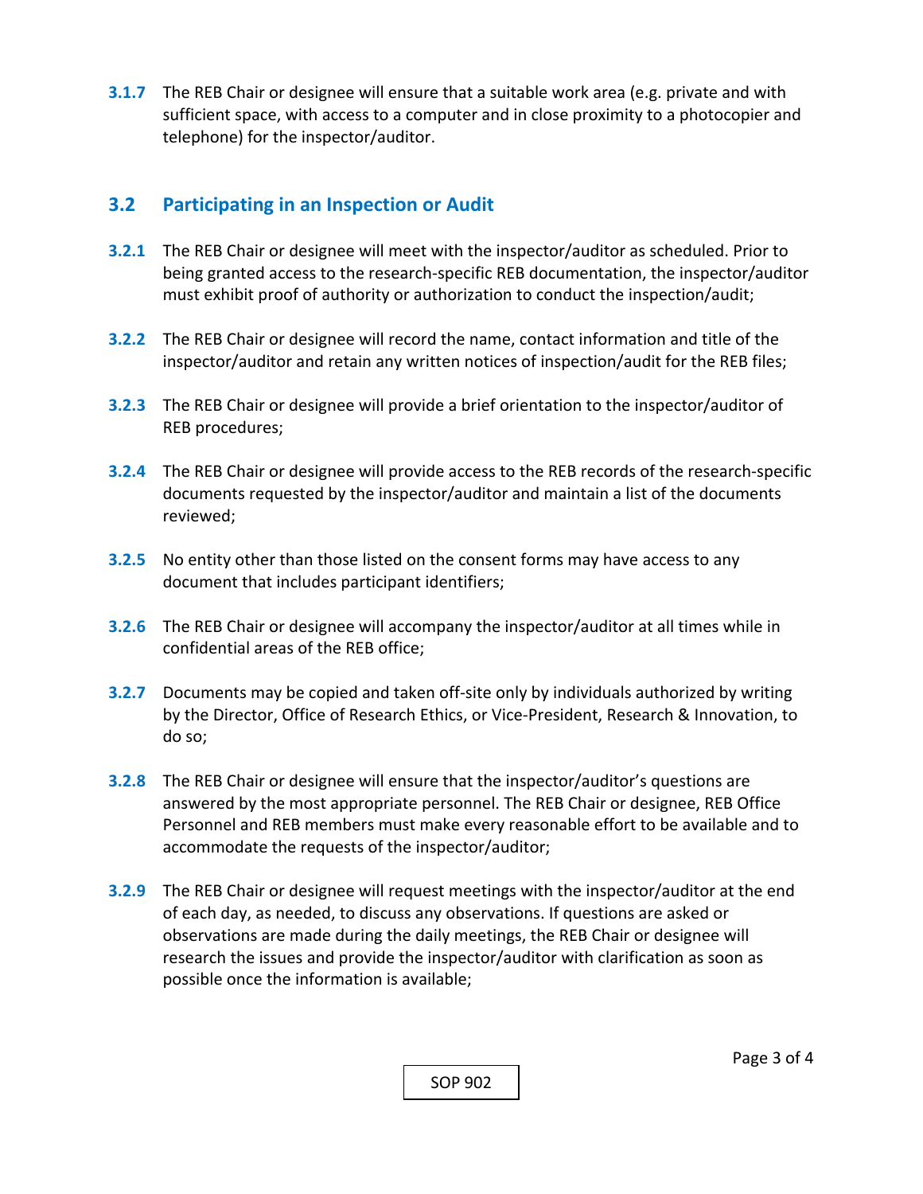**3.1.7** The REB Chair or designee will ensure that a suitable work area (e.g. private and with sufficient space, with access to a computer and in close proximity to a photocopier and telephone) for the inspector/auditor.

## 3.2 Participating in an Inspection or Audit

**3.2.1** The REB Chair or designee will meet with the inspector/auditor as scheduled. Prior to being granted access to the research-specific REB documentation, the inspector/auditor must exhibit proof of authority or authorization to conduct the inspection/audit;

**3.2.2** The REB Chair or designee will record the name, contact information and title of the inspector/auditor and retain any written notices of inspection/audit for the REB files;

**3.2.3** The REB Chair or designee will provide a brief orientation to the inspector/auditor of REB procedures;

**3.2.4** The REB Chair or designee will provide access to the REB records of the research-specific documents requested by the inspector/auditor and maintain a list of the documents reviewed;

**3.2.5** No entity other than those listed on the consent forms may have access to any document that includes participant identifiers;

**3.2.6** The REB Chair or designee will accompany the inspector/auditor at all times while in confidential areas of the REB office;

**3.2.7** Documents may be copied and taken off-site only by individuals authorized by writing by the Director, Office of Research Ethics, or Vice-President, Research & Innovation, to do so;

**3.2.8** The REB Chair or designee will ensure that the inspector/auditor's questions are answered by the most appropriate personnel. The REB Chair or designee, REB Office Personnel and REB members must make every reasonable effort to be available and to accommodate the requests of the inspector/auditor;

**3.2.9** The REB Chair or designee will request meetings with the inspector/auditor at the end of each day, as needed, to discuss any observations. If questions are asked or observations are made during the daily meetings, the REB Chair or designee will research the issues and provide the inspector/auditor with clarification as soon as possible once the information is available;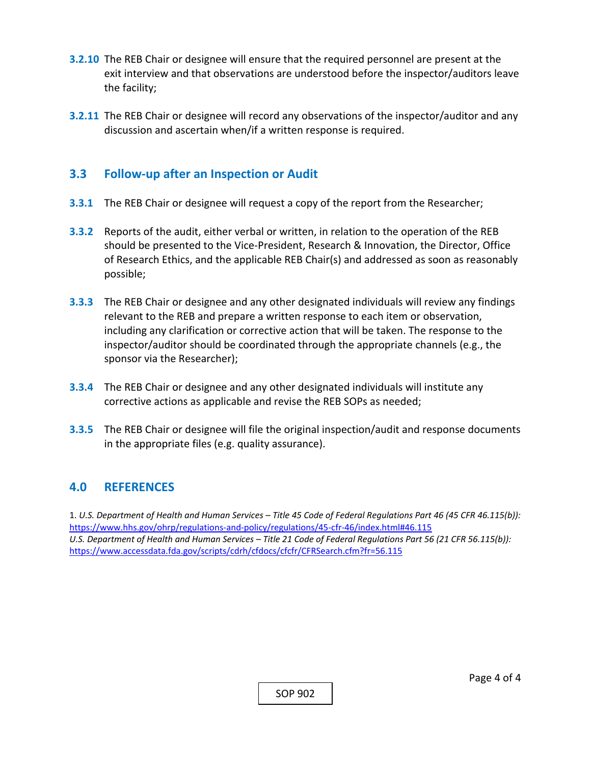**3.2.10** The REB Chair or designee will ensure that the required personnel are present at the exit interview and that observations are understood before the inspector/auditors leave the facility;

**3.2.11** The REB Chair or designee will record any observations of the inspector/auditor and any discussion and ascertain when/if a written response is required.

## 3.3 Follow-up after an Inspection or Audit

**3.3.1** The REB Chair or designee will request a copy of the report from the Researcher;

**3.3.2** Reports of the audit, either verbal or written, in relation to the operation of the REB should be presented to the Vice-President, Research & Innovation, the Director, Office of Research Ethics, and the applicable REB Chair(s) and addressed as soon as reasonably possible;

**3.3.3** The REB Chair or designee and any other designated individuals will review any findings relevant to the REB and prepare a written response to each item or observation, including any clarification or corrective action that will be taken. The response to the inspector/auditor should be coordinated through the appropriate channels (e.g., the sponsor via the Researcher);

**3.3.4** The REB Chair or designee and any other designated individuals will institute any corrective actions as applicable and revise the REB SOPs as needed;

**3.3.5** The REB Chair or designee will file the original inspection/audit and response documents in the appropriate files (e.g. quality assurance).

# 4.0 REFERENCES

1. *U.S. Department of Health and Human Services – Title 45 Code of Federal Regulations Part 46 (45 CFR 46.115(b)):*
https://www.hhs.gov/ohrp/regulations-and-policy/regulations/45-cfr-46/index.html#46.115
*U.S. Department of Health and Human Services – Title 21 Code of Federal Regulations Part 56 (21 CFR 56.115(b)):*
https://www.accessdata.fda.gov/scripts/cdrh/cfdocs/cfcfr/CFRSearch.cfm?fr=56.115